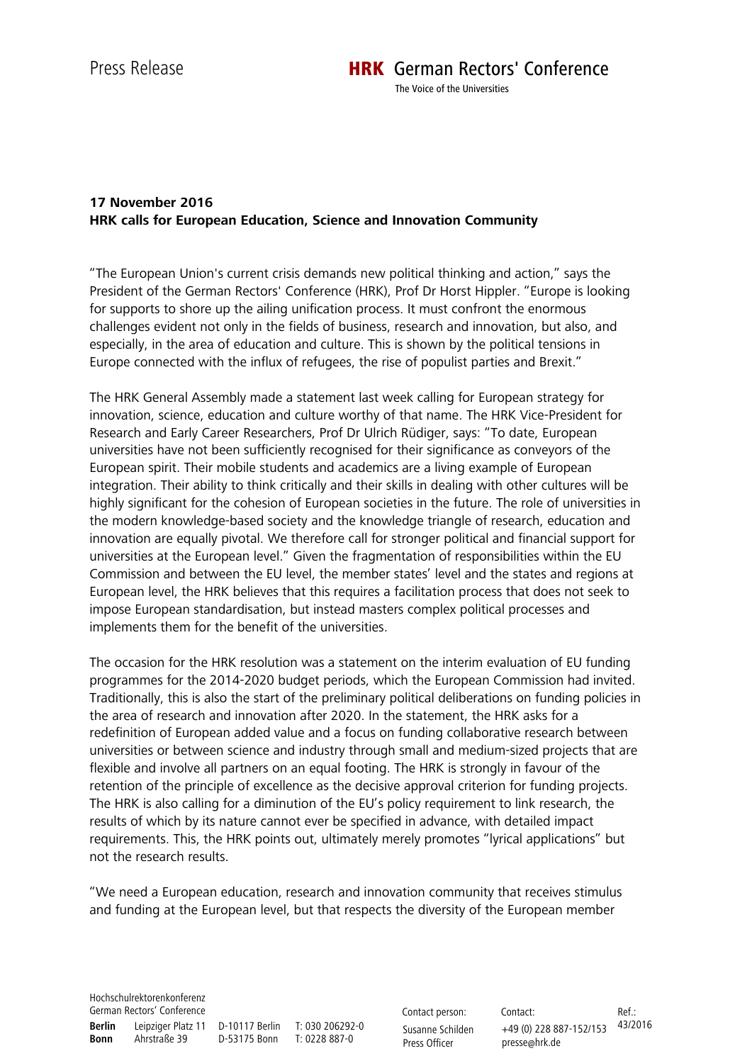Press Release

**HRK** German Rectors' Conference

The Voice of the Universities

**17 November 2016**
**HRK calls for European Education, Science and Innovation Community**

"The European Union's current crisis demands new political thinking and action," says the President of the German Rectors' Conference (HRK), Prof Dr Horst Hippler. "Europe is looking for supports to shore up the ailing unification process. It must confront the enormous challenges evident not only in the fields of business, research and innovation, but also, and especially, in the area of education and culture. This is shown by the political tensions in Europe connected with the influx of refugees, the rise of populist parties and Brexit."

The HRK General Assembly made a statement last week calling for European strategy for innovation, science, education and culture worthy of that name. The HRK Vice-President for Research and Early Career Researchers, Prof Dr Ulrich Rüdiger, says: "To date, European universities have not been sufficiently recognised for their significance as conveyors of the European spirit. Their mobile students and academics are a living example of European integration. Their ability to think critically and their skills in dealing with other cultures will be highly significant for the cohesion of European societies in the future. The role of universities in the modern knowledge-based society and the knowledge triangle of research, education and innovation are equally pivotal. We therefore call for stronger political and financial support for universities at the European level." Given the fragmentation of responsibilities within the EU Commission and between the EU level, the member states' level and the states and regions at European level, the HRK believes that this requires a facilitation process that does not seek to impose European standardisation, but instead masters complex political processes and implements them for the benefit of the universities.

The occasion for the HRK resolution was a statement on the interim evaluation of EU funding programmes for the 2014-2020 budget periods, which the European Commission had invited. Traditionally, this is also the start of the preliminary political deliberations on funding policies in the area of research and innovation after 2020. In the statement, the HRK asks for a redefinition of European added value and a focus on funding collaborative research between universities or between science and industry through small and medium-sized projects that are flexible and involve all partners on an equal footing. The HRK is strongly in favour of the retention of the principle of excellence as the decisive approval criterion for funding projects. The HRK is also calling for a diminution of the EU's policy requirement to link research, the results of which by its nature cannot ever be specified in advance, with detailed impact requirements. This, the HRK points out, ultimately merely promotes "lyrical applications" but not the research results.

"We need a European education, research and innovation community that receives stimulus and funding at the European level, but that respects the diversity of the European member

Hochschulrektorenkonferenz
German Rectors' Conference

**Berlin** Leipziger Platz 11 D-10117 Berlin T: 030 206292-0
**Bonn** Ahrstraße 39 D-53175 Bonn T: 0228 887-0

Contact person: Susanne Schilden, Press Officer
Contact: +49 (0) 228 887-152/153, presse@hrk.de
Ref.: 43/2016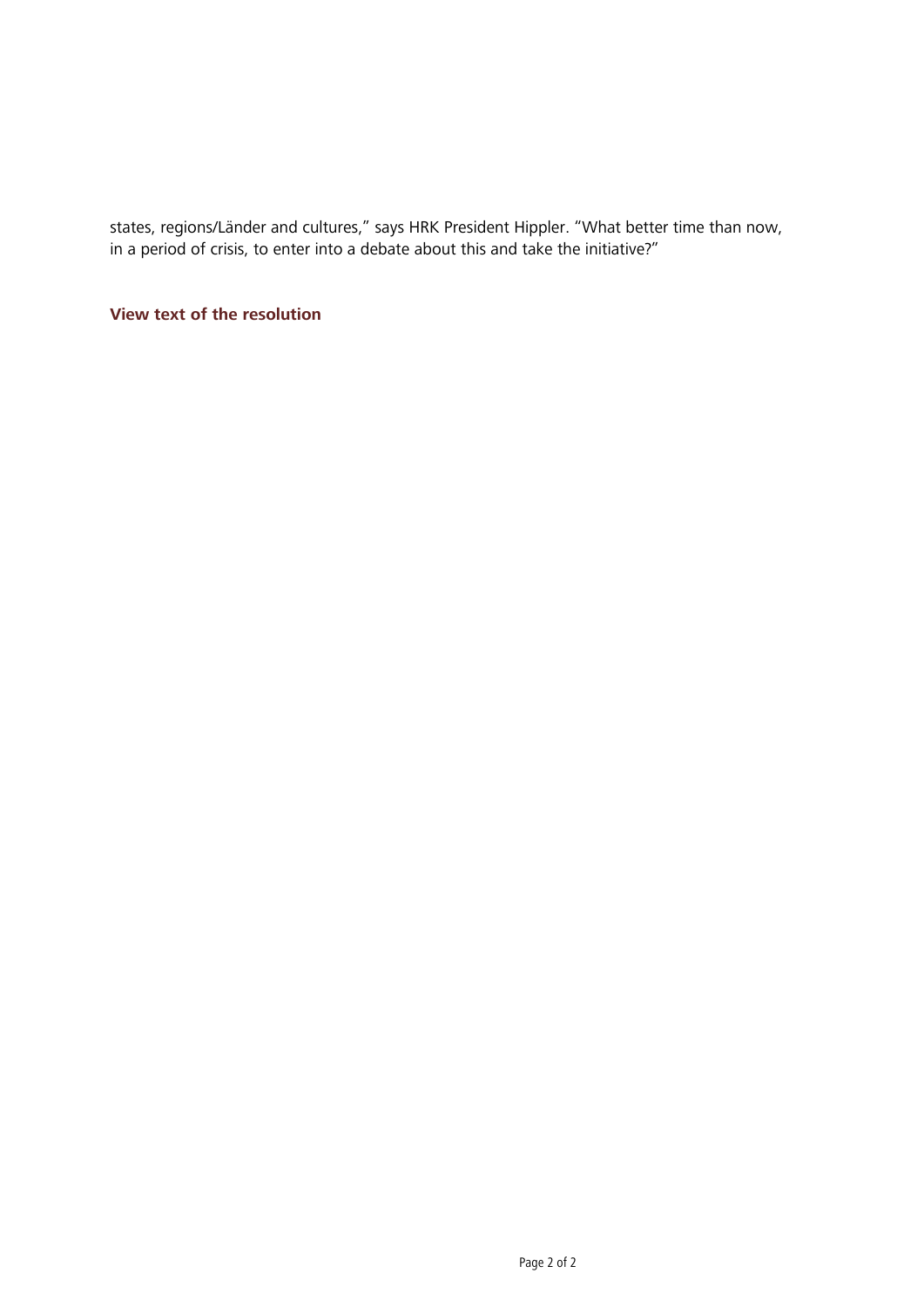states, regions/Länder and cultures," says HRK President Hippler. "What better time than now, in a period of crisis, to enter into a debate about this and take the initiative?"

**View text of the resolution**